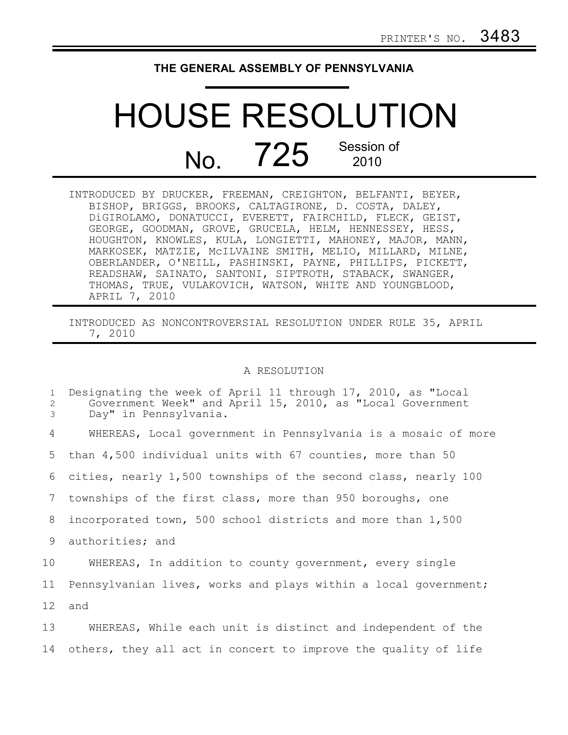PRINTER'S NO. 3483

**THE GENERAL ASSEMBLY OF PENNSYLVANIA**

# HOUSE RESOLUTION

## No. 725 Session of 2010

INTRODUCED BY DRUCKER, FREEMAN, CREIGHTON, BELFANTI, BEYER, BISHOP, BRIGGS, BROOKS, CALTAGIRONE, D. COSTA, DALEY, DiGIROLAMO, DONATUCCI, EVERETT, FAIRCHILD, FLECK, GEIST, GEORGE, GOODMAN, GROVE, GRUCELA, HELM, HENNESSEY, HESS, HOUGHTON, KNOWLES, KULA, LONGIETTI, MAHONEY, MAJOR, MANN, MARKOSEK, MATZIE, McILVAINE SMITH, MELIO, MILLARD, MILNE, OBERLANDER, O'NEILL, PASHINSKI, PAYNE, PHILLIPS, PICKETT, READSHAW, SAINATO, SANTONI, SIPTROTH, STABACK, SWANGER, THOMAS, TRUE, VULAKOVICH, WATSON, WHITE AND YOUNGBLOOD, APRIL 7, 2010

INTRODUCED AS NONCONTROVERSIAL RESOLUTION UNDER RULE 35, APRIL 7, 2010

A RESOLUTION

1 Designating the week of April 11 through 17, 2010, as "Local
2 Government Week" and April 15, 2010, as "Local Government
3 Day" in Pennsylvania.

4 WHEREAS, Local government in Pennsylvania is a mosaic of more
5 than 4,500 individual units with 67 counties, more than 50
6 cities, nearly 1,500 townships of the second class, nearly 100
7 townships of the first class, more than 950 boroughs, one
8 incorporated town, 500 school districts and more than 1,500
9 authorities; and

10 WHEREAS, In addition to county government, every single
11 Pennsylvanian lives, works and plays within a local government;
12 and

13 WHEREAS, While each unit is distinct and independent of the
14 others, they all act in concert to improve the quality of life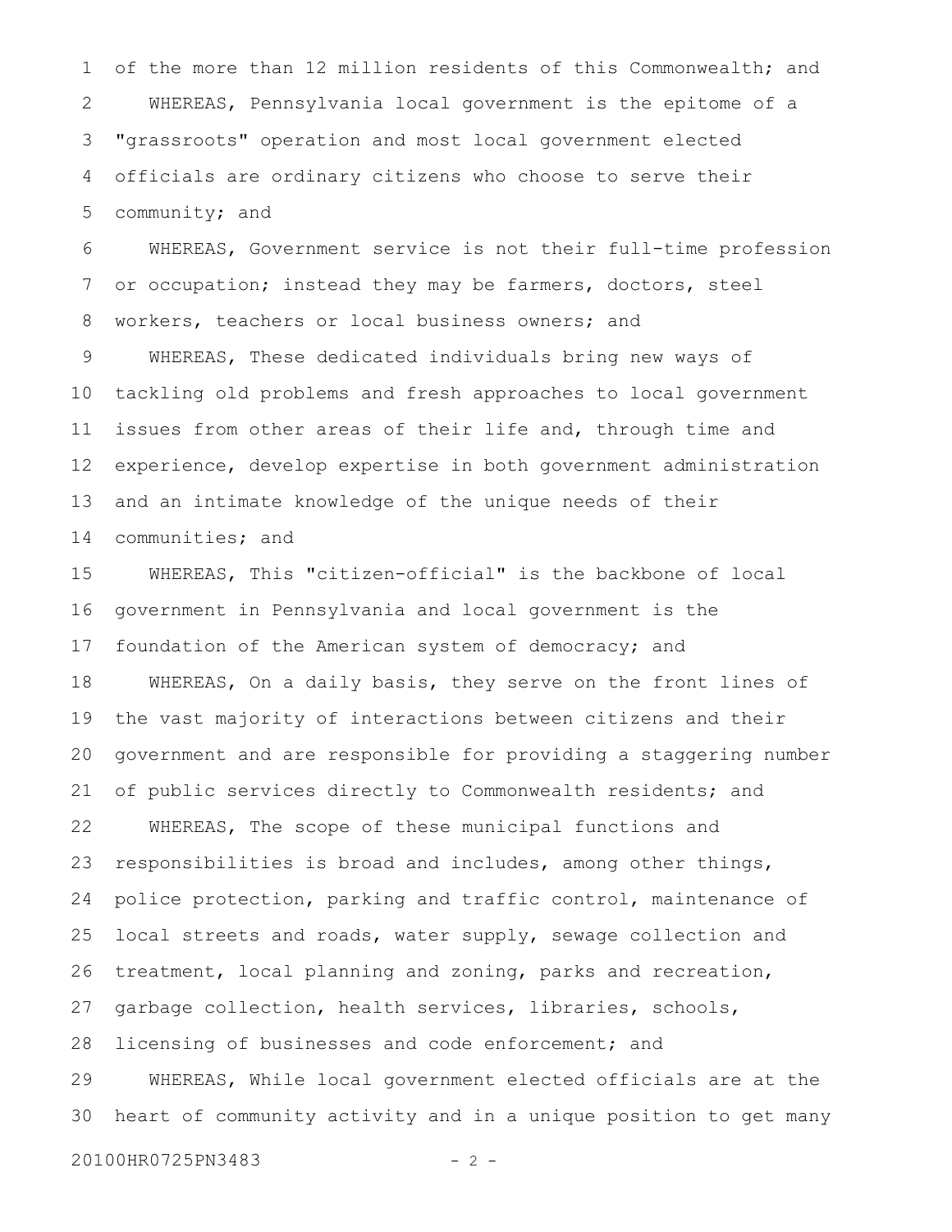of the more than 12 million residents of this Commonwealth; and

WHEREAS, Pennsylvania local government is the epitome of a "grassroots" operation and most local government elected officials are ordinary citizens who choose to serve their community; and

WHEREAS, Government service is not their full-time profession or occupation; instead they may be farmers, doctors, steel workers, teachers or local business owners; and

WHEREAS, These dedicated individuals bring new ways of tackling old problems and fresh approaches to local government issues from other areas of their life and, through time and experience, develop expertise in both government administration and an intimate knowledge of the unique needs of their communities; and

WHEREAS, This "citizen-official" is the backbone of local government in Pennsylvania and local government is the foundation of the American system of democracy; and

WHEREAS, On a daily basis, they serve on the front lines of the vast majority of interactions between citizens and their government and are responsible for providing a staggering number of public services directly to Commonwealth residents; and

WHEREAS, The scope of these municipal functions and responsibilities is broad and includes, among other things, police protection, parking and traffic control, maintenance of local streets and roads, water supply, sewage collection and treatment, local planning and zoning, parks and recreation, garbage collection, health services, libraries, schools, licensing of businesses and code enforcement; and

WHEREAS, While local government elected officials are at the heart of community activity and in a unique position to get many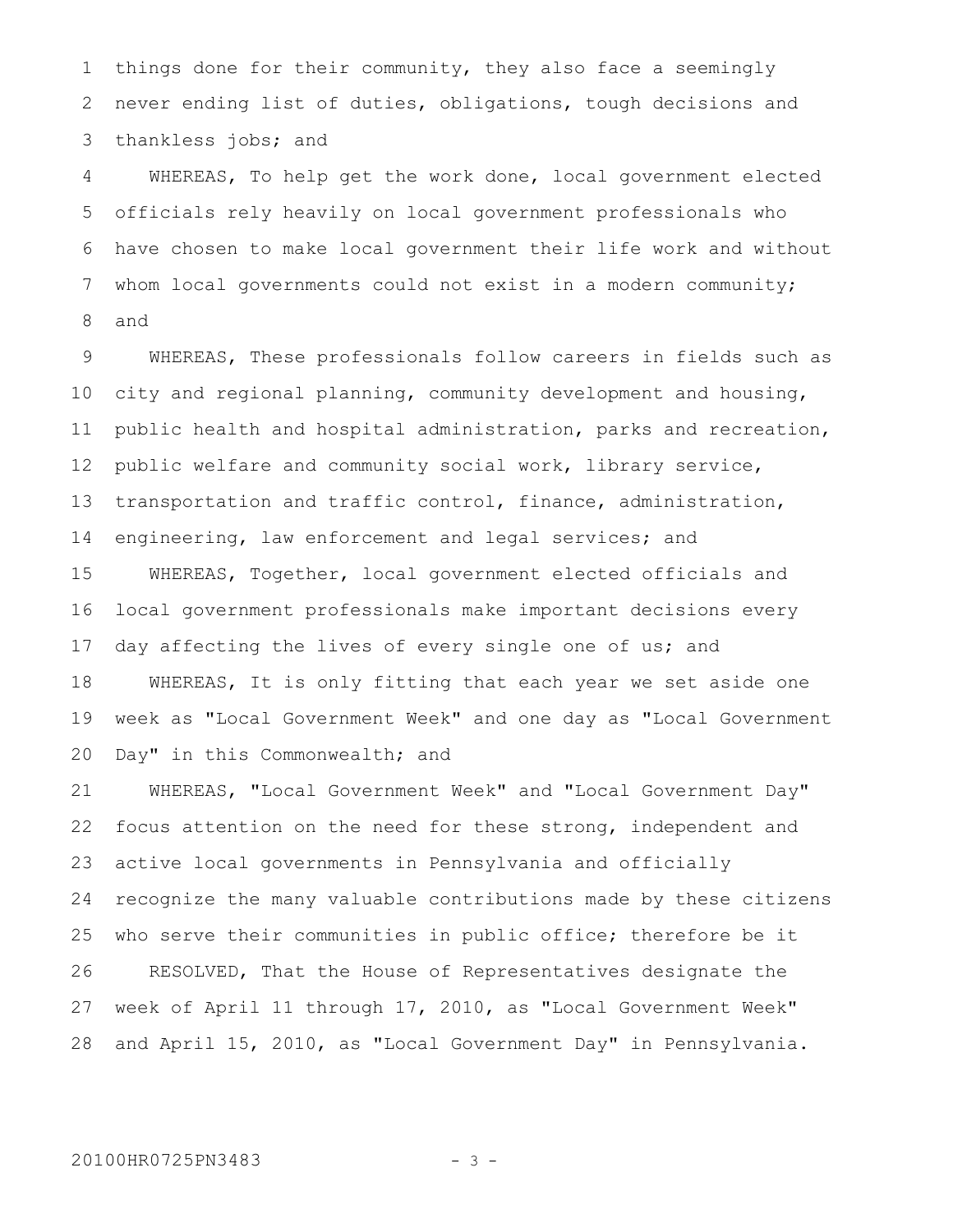things done for their community, they also face a seemingly never ending list of duties, obligations, tough decisions and thankless jobs; and

WHEREAS, To help get the work done, local government elected officials rely heavily on local government professionals who have chosen to make local government their life work and without whom local governments could not exist in a modern community; and

WHEREAS, These professionals follow careers in fields such as city and regional planning, community development and housing, public health and hospital administration, parks and recreation, public welfare and community social work, library service, transportation and traffic control, finance, administration, engineering, law enforcement and legal services; and

WHEREAS, Together, local government elected officials and local government professionals make important decisions every day affecting the lives of every single one of us; and

WHEREAS, It is only fitting that each year we set aside one week as "Local Government Week" and one day as "Local Government Day" in this Commonwealth; and

WHEREAS, "Local Government Week" and "Local Government Day" focus attention on the need for these strong, independent and active local governments in Pennsylvania and officially recognize the many valuable contributions made by these citizens who serve their communities in public office; therefore be it

RESOLVED, That the House of Representatives designate the week of April 11 through 17, 2010, as "Local Government Week" and April 15, 2010, as "Local Government Day" in Pennsylvania.